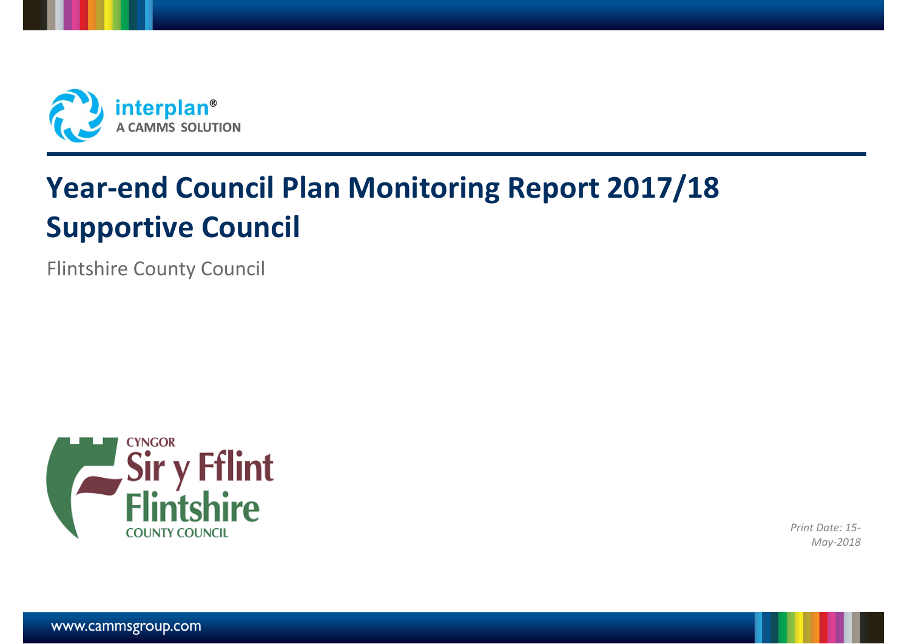interplan®
A CAMMS SOLUTION

# Year-end Council Plan Monitoring Report 2017/18
# Supportive Council

Flintshire County Council

CYNGOR
Sir y Fflint
Flintshire
COUNTY COUNCIL

*Print Date: 15-May-2018*

www.cammsgroup.com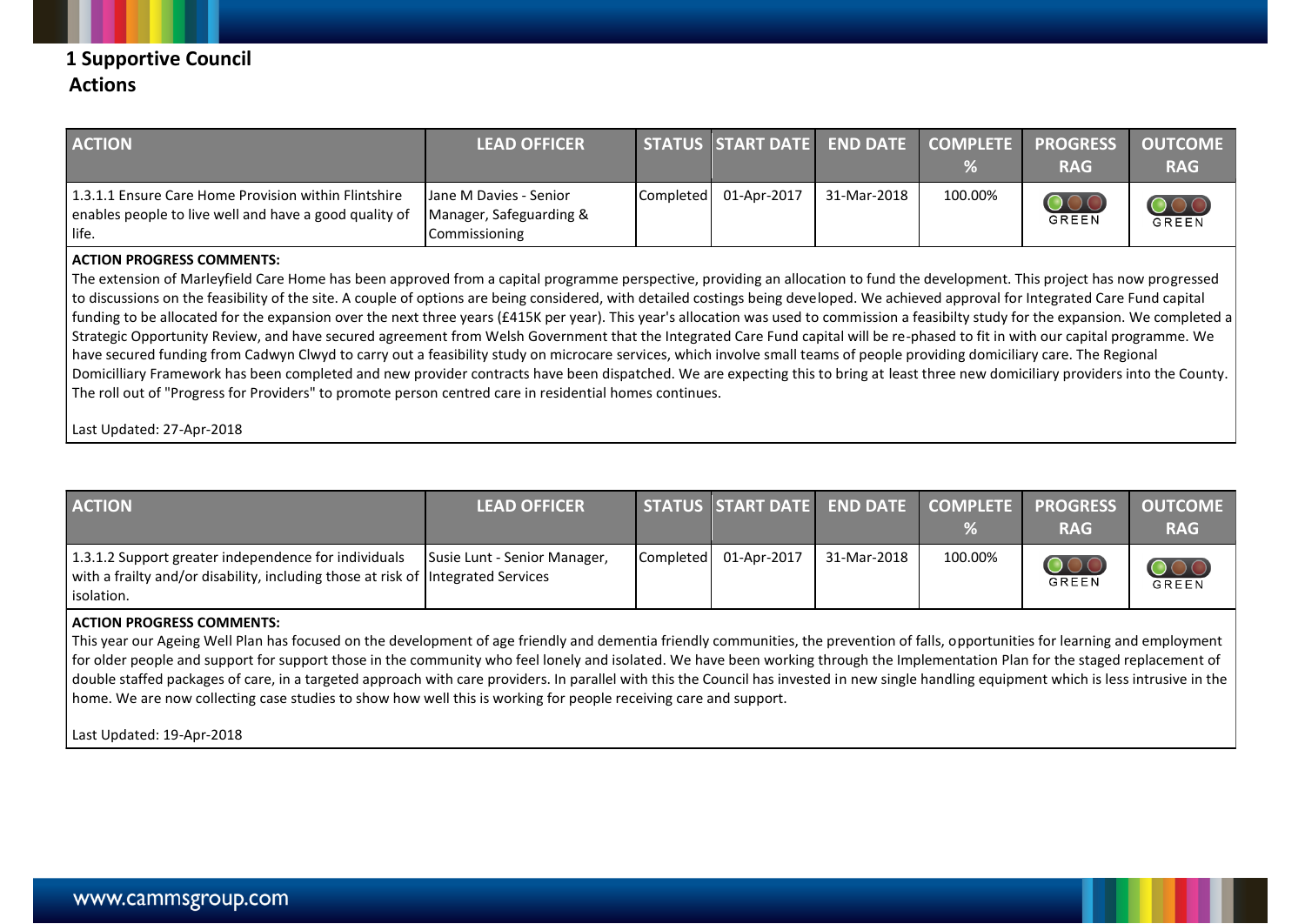# 1 Supportive Council

## Actions

| ACTION | LEAD OFFICER | STATUS | START DATE | END DATE | COMPLETE % | PROGRESS RAG | OUTCOME RAG |
|---|---|---|---|---|---|---|---|
| 1.3.1.1 Ensure Care Home Provision within Flintshire enables people to live well and have a good quality of life. | Jane M Davies - Senior Manager, Safeguarding & Commissioning | Completed | 01-Apr-2017 | 31-Mar-2018 | 100.00% | GREEN | GREEN |

**ACTION PROGRESS COMMENTS:**

The extension of Marleyfield Care Home has been approved from a capital programme perspective, providing an allocation to fund the development. This project has now progressed to discussions on the feasibility of the site. A couple of options are being considered, with detailed costings being developed. We achieved approval for Integrated Care Fund capital funding to be allocated for the expansion over the next three years (£415K per year). This year's allocation was used to commission a feasibilty study for the expansion. We completed a Strategic Opportunity Review, and have secured agreement from Welsh Government that the Integrated Care Fund capital will be re-phased to fit in with our capital programme. We have secured funding from Cadwyn Clwyd to carry out a feasibility study on microcare services, which involve small teams of people providing domiciliary care. The Regional Domicilliary Framework has been completed and new provider contracts have been dispatched. We are expecting this to bring at least three new domiciliary providers into the County. The roll out of "Progress for Providers" to promote person centred care in residential homes continues.

Last Updated: 27-Apr-2018

| ACTION | LEAD OFFICER | STATUS | START DATE | END DATE | COMPLETE % | PROGRESS RAG | OUTCOME RAG |
|---|---|---|---|---|---|---|---|
| 1.3.1.2 Support greater independence for individuals with a frailty and/or disability, including those at risk of isolation. | Susie Lunt - Senior Manager, Integrated Services | Completed | 01-Apr-2017 | 31-Mar-2018 | 100.00% | GREEN | GREEN |

**ACTION PROGRESS COMMENTS:**

This year our Ageing Well Plan has focused on the development of age friendly and dementia friendly communities, the prevention of falls, opportunities for learning and employment for older people and support for support those in the community who feel lonely and isolated. We have been working through the Implementation Plan for the staged replacement of double staffed packages of care, in a targeted approach with care providers. In parallel with this the Council has invested in new single handling equipment which is less intrusive in the home. We are now collecting case studies to show how well this is working for people receiving care and support.

Last Updated: 19-Apr-2018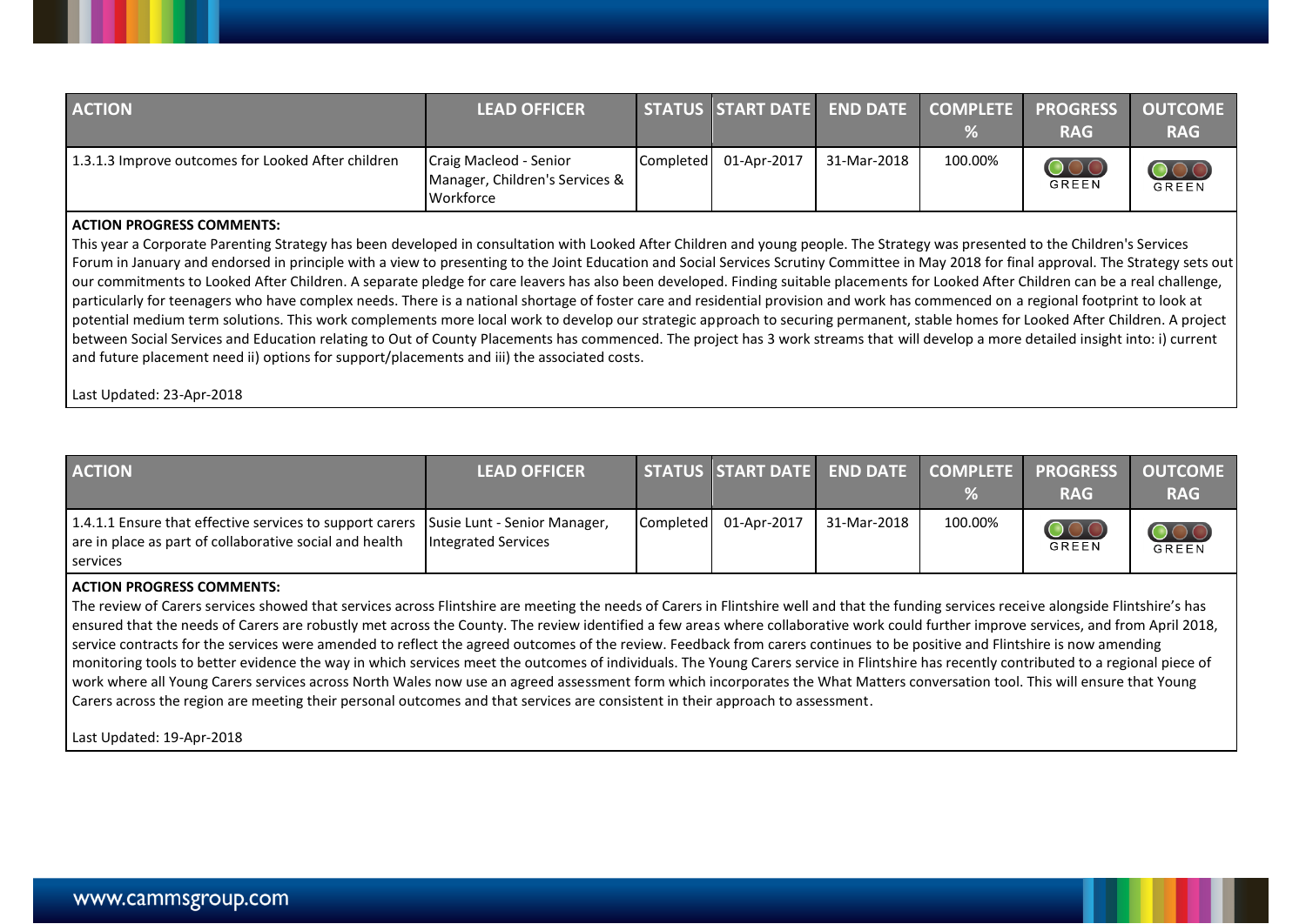| ACTION | LEAD OFFICER | STATUS | START DATE | END DATE | COMPLETE % | PROGRESS RAG | OUTCOME RAG |
|---|---|---|---|---|---|---|---|
| 1.3.1.3 Improve outcomes for Looked After children | Craig Macleod - Senior Manager, Children's Services & Workforce | Completed | 01-Apr-2017 | 31-Mar-2018 | 100.00% | GREEN | GREEN |

**ACTION PROGRESS COMMENTS:**

This year a Corporate Parenting Strategy has been developed in consultation with Looked After Children and young people. The Strategy was presented to the Children's Services Forum in January and endorsed in principle with a view to presenting to the Joint Education and Social Services Scrutiny Committee in May 2018 for final approval. The Strategy sets out our commitments to Looked After Children. A separate pledge for care leavers has also been developed. Finding suitable placements for Looked After Children can be a real challenge, particularly for teenagers who have complex needs. There is a national shortage of foster care and residential provision and work has commenced on a regional footprint to look at potential medium term solutions. This work complements more local work to develop our strategic approach to securing permanent, stable homes for Looked After Children. A project between Social Services and Education relating to Out of County Placements has commenced. The project has 3 work streams that will develop a more detailed insight into: i) current and future placement need ii) options for support/placements and iii) the associated costs.

Last Updated: 23-Apr-2018

| ACTION | LEAD OFFICER | STATUS | START DATE | END DATE | COMPLETE % | PROGRESS RAG | OUTCOME RAG |
|---|---|---|---|---|---|---|---|
| 1.4.1.1 Ensure that effective services to support carers are in place as part of collaborative social and health services | Susie Lunt - Senior Manager, Integrated Services | Completed | 01-Apr-2017 | 31-Mar-2018 | 100.00% | GREEN | GREEN |

**ACTION PROGRESS COMMENTS:**

The review of Carers services showed that services across Flintshire are meeting the needs of Carers in Flintshire well and that the funding services receive alongside Flintshire's has ensured that the needs of Carers are robustly met across the County. The review identified a few areas where collaborative work could further improve services, and from April 2018, service contracts for the services were amended to reflect the agreed outcomes of the review. Feedback from carers continues to be positive and Flintshire is now amending monitoring tools to better evidence the way in which services meet the outcomes of individuals. The Young Carers service in Flintshire has recently contributed to a regional piece of work where all Young Carers services across North Wales now use an agreed assessment form which incorporates the What Matters conversation tool. This will ensure that Young Carers across the region are meeting their personal outcomes and that services are consistent in their approach to assessment.

Last Updated: 19-Apr-2018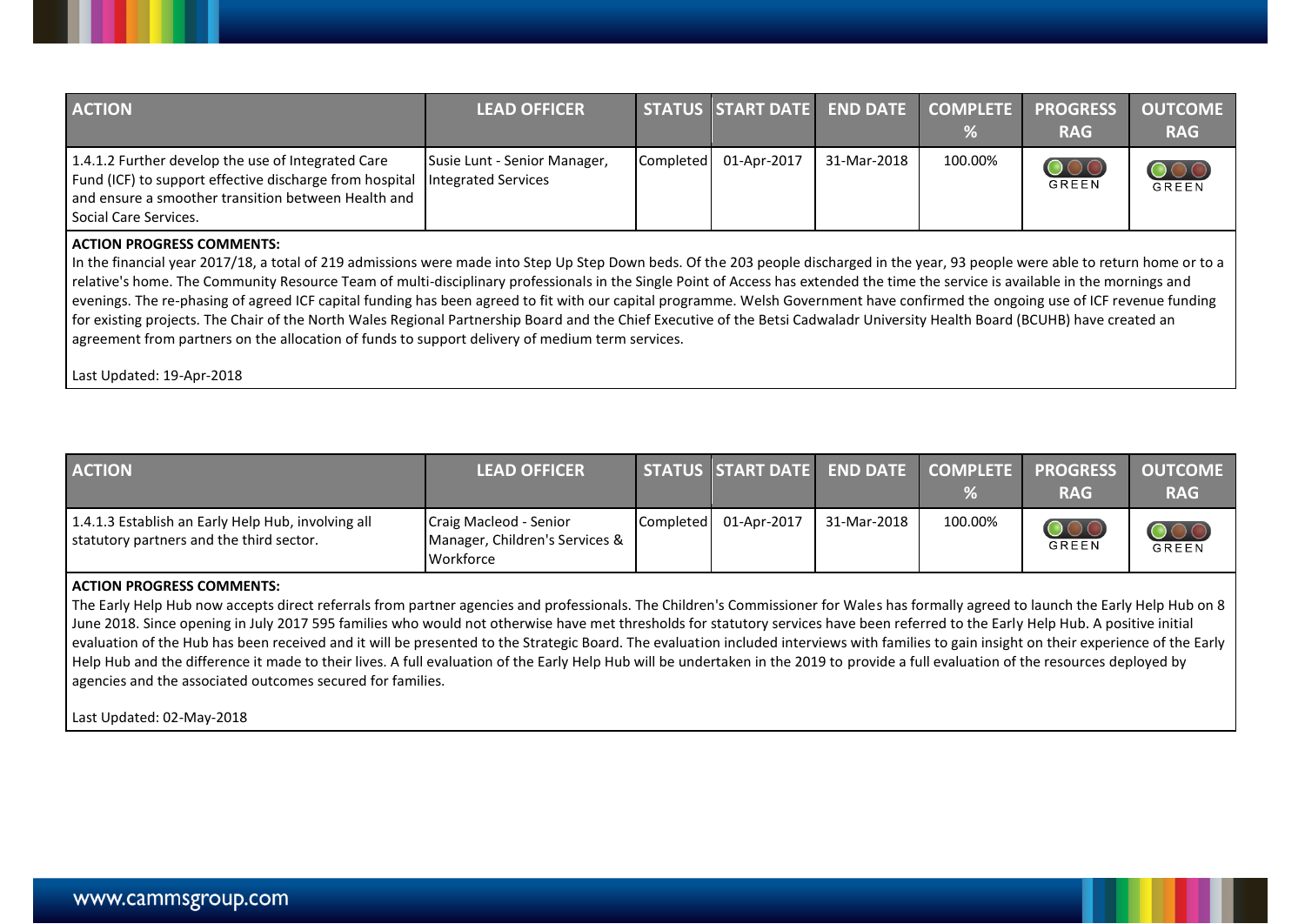| ACTION | LEAD OFFICER | STATUS | START DATE | END DATE | COMPLETE % | PROGRESS RAG | OUTCOME RAG |
|---|---|---|---|---|---|---|---|
| 1.4.1.2 Further develop the use of Integrated Care Fund (ICF) to support effective discharge from hospital and ensure a smoother transition between Health and Social Care Services. | Susie Lunt - Senior Manager, Integrated Services | Completed | 01-Apr-2017 | 31-Mar-2018 | 100.00% | GREEN | GREEN |

**ACTION PROGRESS COMMENTS:**

In the financial year 2017/18, a total of 219 admissions were made into Step Up Step Down beds. Of the 203 people discharged in the year, 93 people were able to return home or to a relative's home. The Community Resource Team of multi-disciplinary professionals in the Single Point of Access has extended the time the service is available in the mornings and evenings. The re-phasing of agreed ICF capital funding has been agreed to fit with our capital programme. Welsh Government have confirmed the ongoing use of ICF revenue funding for existing projects. The Chair of the North Wales Regional Partnership Board and the Chief Executive of the Betsi Cadwaladr University Health Board (BCUHB) have created an agreement from partners on the allocation of funds to support delivery of medium term services.

Last Updated: 19-Apr-2018

| ACTION | LEAD OFFICER | STATUS | START DATE | END DATE | COMPLETE % | PROGRESS RAG | OUTCOME RAG |
|---|---|---|---|---|---|---|---|
| 1.4.1.3 Establish an Early Help Hub, involving all statutory partners and the third sector. | Craig Macleod - Senior Manager, Children's Services & Workforce | Completed | 01-Apr-2017 | 31-Mar-2018 | 100.00% | GREEN | GREEN |

**ACTION PROGRESS COMMENTS:**

The Early Help Hub now accepts direct referrals from partner agencies and professionals. The Children's Commissioner for Wales has formally agreed to launch the Early Help Hub on 8 June 2018. Since opening in July 2017 595 families who would not otherwise have met thresholds for statutory services have been referred to the Early Help Hub. A positive initial evaluation of the Hub has been received and it will be presented to the Strategic Board. The evaluation included interviews with families to gain insight on their experience of the Early Help Hub and the difference it made to their lives. A full evaluation of the Early Help Hub will be undertaken in the 2019 to provide a full evaluation of the resources deployed by agencies and the associated outcomes secured for families.

Last Updated: 02-May-2018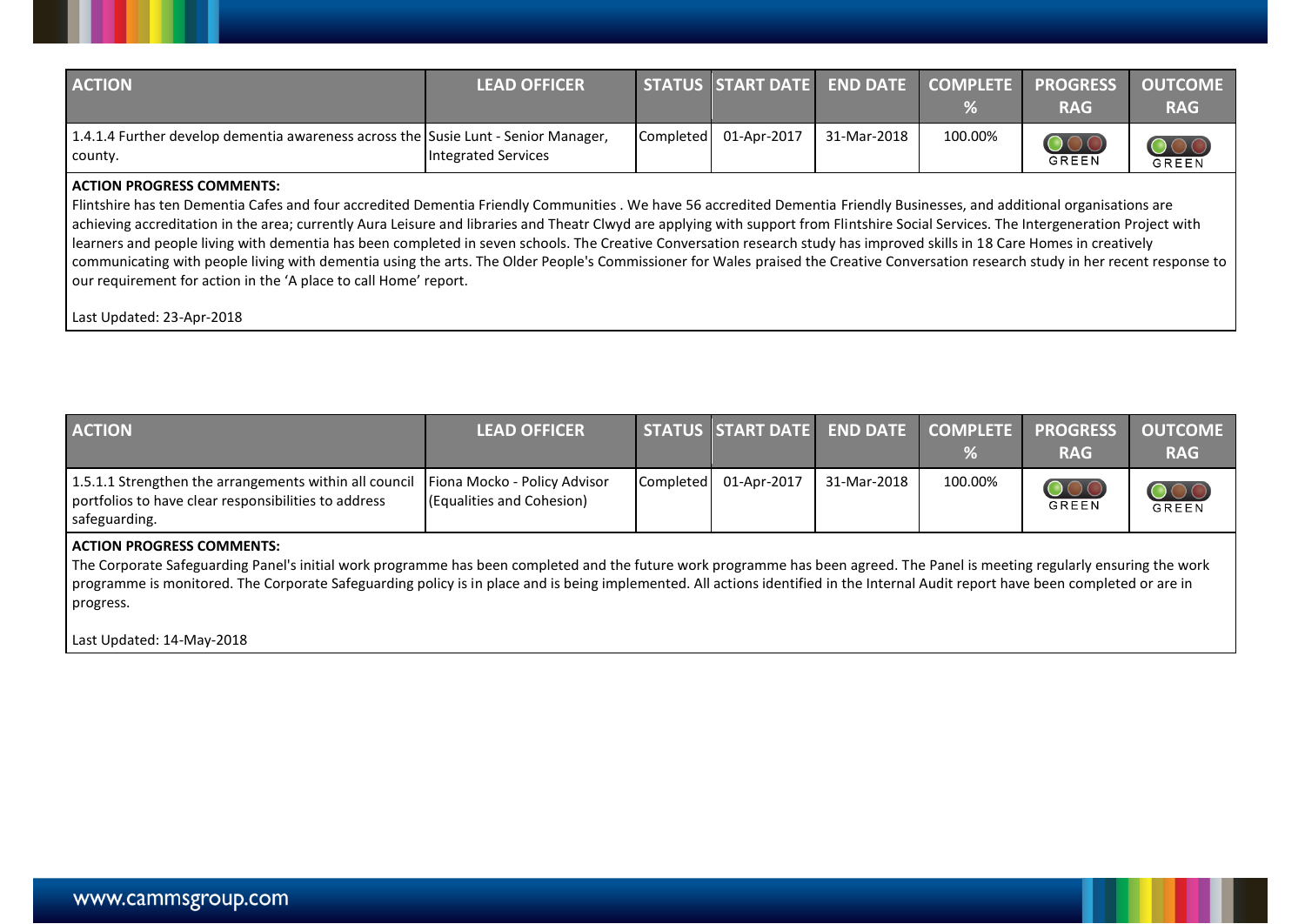| ACTION | LEAD OFFICER | STATUS | START DATE | END DATE | COMPLETE % | PROGRESS RAG | OUTCOME RAG |
|---|---|---|---|---|---|---|---|
| 1.4.1.4 Further develop dementia awareness across the county. | Susie Lunt - Senior Manager, Integrated Services | Completed | 01-Apr-2017 | 31-Mar-2018 | 100.00% | GREEN | GREEN |

**ACTION PROGRESS COMMENTS:**

Flintshire has ten Dementia Cafes and four accredited Dementia Friendly Communities . We have 56 accredited Dementia Friendly Businesses, and additional organisations are achieving accreditation in the area; currently Aura Leisure and libraries and Theatr Clwyd are applying with support from Flintshire Social Services. The Intergeneration Project with learners and people living with dementia has been completed in seven schools. The Creative Conversation research study has improved skills in 18 Care Homes in creatively communicating with people living with dementia using the arts. The Older People's Commissioner for Wales praised the Creative Conversation research study in her recent response to our requirement for action in the 'A place to call Home' report.

Last Updated: 23-Apr-2018

| ACTION | LEAD OFFICER | STATUS | START DATE | END DATE | COMPLETE % | PROGRESS RAG | OUTCOME RAG |
|---|---|---|---|---|---|---|---|
| 1.5.1.1 Strengthen the arrangements within all council portfolios to have clear responsibilities to address safeguarding. | Fiona Mocko - Policy Advisor (Equalities and Cohesion) | Completed | 01-Apr-2017 | 31-Mar-2018 | 100.00% | GREEN | GREEN |

**ACTION PROGRESS COMMENTS:**

The Corporate Safeguarding Panel's initial work programme has been completed and the future work programme has been agreed. The Panel is meeting regularly ensuring the work programme is monitored. The Corporate Safeguarding policy is in place and is being implemented. All actions identified in the Internal Audit report have been completed or are in progress.

Last Updated: 14-May-2018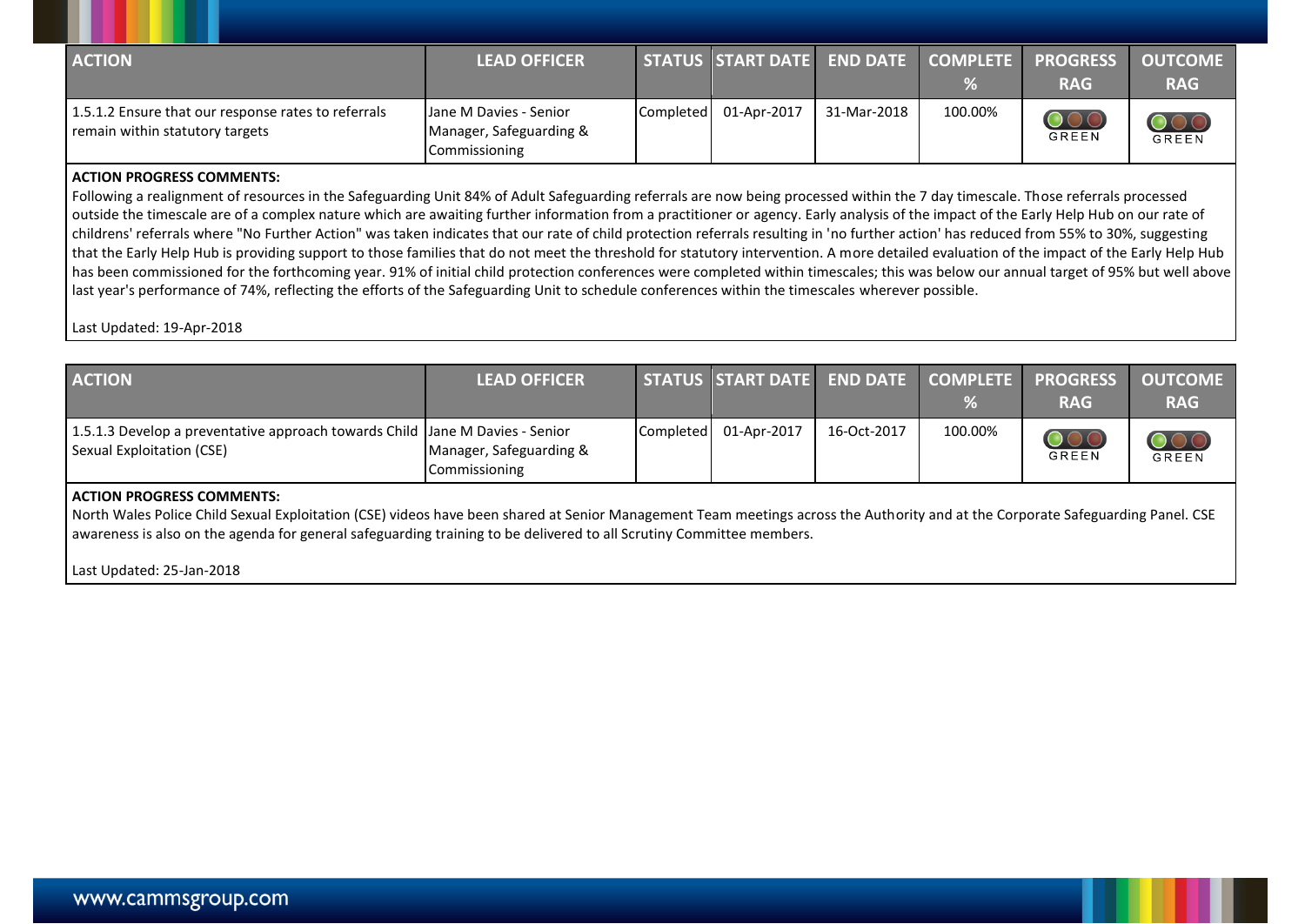| ACTION | LEAD OFFICER | STATUS | START DATE | END DATE | COMPLETE % | PROGRESS RAG | OUTCOME RAG |
|---|---|---|---|---|---|---|---|
| 1.5.1.2 Ensure that our response rates to referrals remain within statutory targets | Jane M Davies - Senior Manager, Safeguarding & Commissioning | Completed | 01-Apr-2017 | 31-Mar-2018 | 100.00% | GREEN | GREEN |

**ACTION PROGRESS COMMENTS:**

Following a realignment of resources in the Safeguarding Unit 84% of Adult Safeguarding referrals are now being processed within the 7 day timescale. Those referrals processed outside the timescale are of a complex nature which are awaiting further information from a practitioner or agency. Early analysis of the impact of the Early Help Hub on our rate of childrens' referrals where "No Further Action" was taken indicates that our rate of child protection referrals resulting in 'no further action' has reduced from 55% to 30%, suggesting that the Early Help Hub is providing support to those families that do not meet the threshold for statutory intervention. A more detailed evaluation of the impact of the Early Help Hub has been commissioned for the forthcoming year. 91% of initial child protection conferences were completed within timescales; this was below our annual target of 95% but well above last year's performance of 74%, reflecting the efforts of the Safeguarding Unit to schedule conferences within the timescales wherever possible.

Last Updated: 19-Apr-2018

| ACTION | LEAD OFFICER | STATUS | START DATE | END DATE | COMPLETE % | PROGRESS RAG | OUTCOME RAG |
|---|---|---|---|---|---|---|---|
| 1.5.1.3 Develop a preventative approach towards Child Sexual Exploitation (CSE) | Jane M Davies - Senior Manager, Safeguarding & Commissioning | Completed | 01-Apr-2017 | 16-Oct-2017 | 100.00% | GREEN | GREEN |

**ACTION PROGRESS COMMENTS:**

North Wales Police Child Sexual Exploitation (CSE) videos have been shared at Senior Management Team meetings across the Authority and at the Corporate Safeguarding Panel. CSE awareness is also on the agenda for general safeguarding training to be delivered to all Scrutiny Committee members.

Last Updated: 25-Jan-2018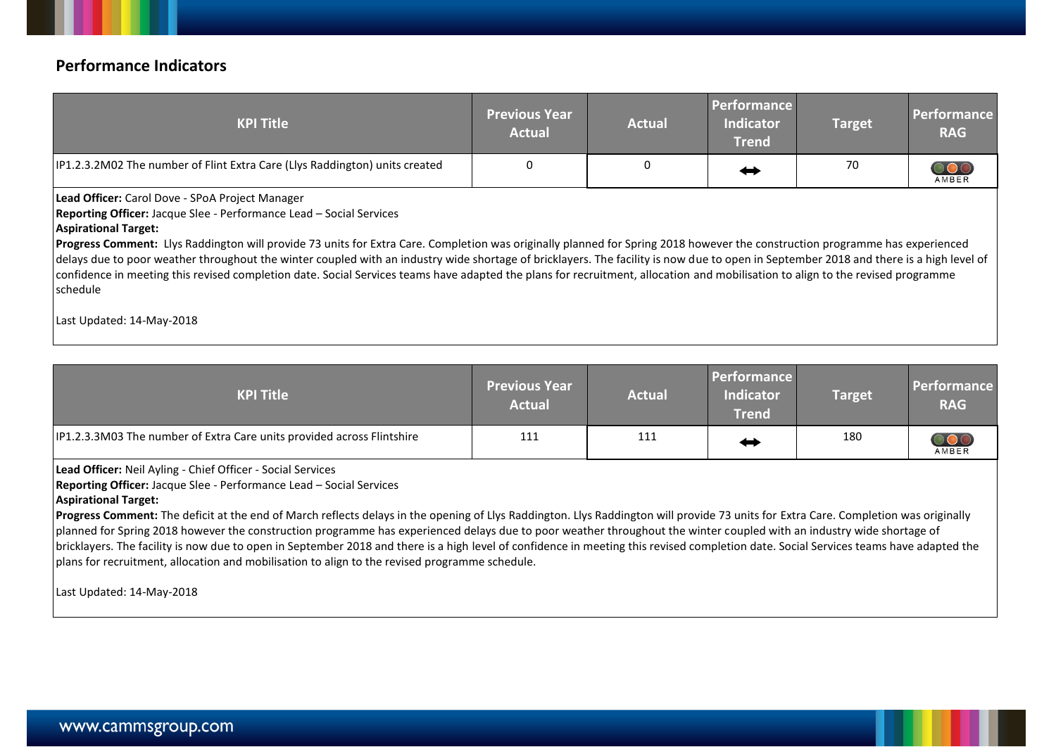## Performance Indicators

| KPI Title | Previous Year Actual | Actual | Performance Indicator Trend | Target | Performance RAG |
|---|---|---|---|---|---|
| IP1.2.3.2M02 The number of Flint Extra Care (Llys Raddington) units created | 0 | 0 | ⬌ | 70 | AMBER |

**Lead Officer:** Carol Dove - SPoA Project Manager
**Reporting Officer:** Jacque Slee - Performance Lead – Social Services
**Aspirational Target:**
**Progress Comment:** Llys Raddington will provide 73 units for Extra Care. Completion was originally planned for Spring 2018 however the construction programme has experienced delays due to poor weather throughout the winter coupled with an industry wide shortage of bricklayers. The facility is now due to open in September 2018 and there is a high level of confidence in meeting this revised completion date. Social Services teams have adapted the plans for recruitment, allocation and mobilisation to align to the revised programme schedule

Last Updated: 14-May-2018

| KPI Title | Previous Year Actual | Actual | Performance Indicator Trend | Target | Performance RAG |
|---|---|---|---|---|---|
| IP1.2.3.3M03 The number of Extra Care units provided across Flintshire | 111 | 111 | ⬌ | 180 | AMBER |

**Lead Officer:** Neil Ayling - Chief Officer - Social Services
**Reporting Officer:** Jacque Slee - Performance Lead – Social Services
**Aspirational Target:**
**Progress Comment:** The deficit at the end of March reflects delays in the opening of Llys Raddington. Llys Raddington will provide 73 units for Extra Care. Completion was originally planned for Spring 2018 however the construction programme has experienced delays due to poor weather throughout the winter coupled with an industry wide shortage of bricklayers. The facility is now due to open in September 2018 and there is a high level of confidence in meeting this revised completion date. Social Services teams have adapted the plans for recruitment, allocation and mobilisation to align to the revised programme schedule.

Last Updated: 14-May-2018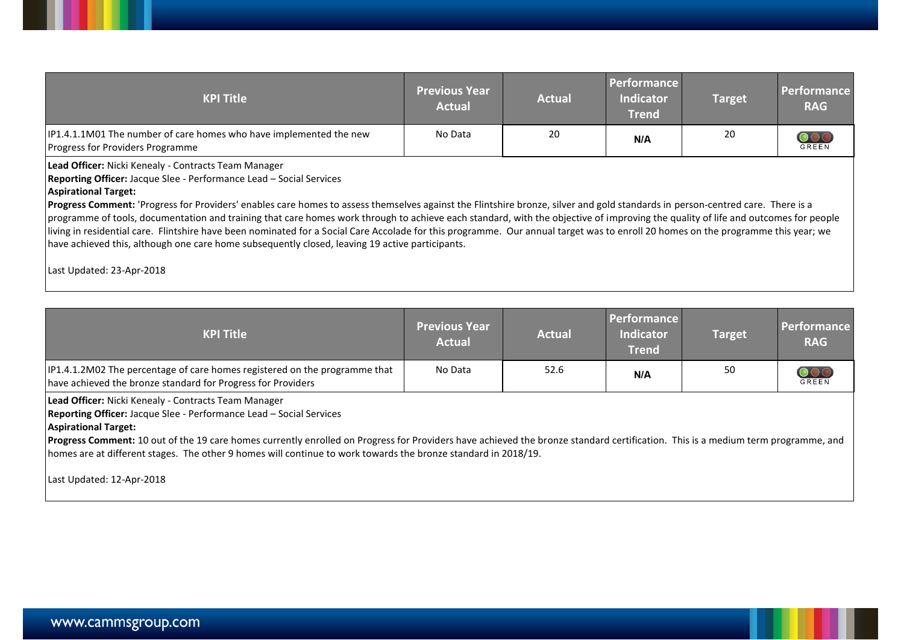| KPI Title | Previous Year Actual | Actual | Performance Indicator Trend | Target | Performance RAG |
|---|---|---|---|---|---|
| IP1.4.1.1M01 The number of care homes who have implemented the new Progress for Providers Programme | No Data | 20 | N/A | 20 | GREEN |

**Lead Officer:** Nicki Kenealy - Contracts Team Manager
**Reporting Officer:** Jacque Slee - Performance Lead – Social Services
**Aspirational Target:**
**Progress Comment:** 'Progress for Providers' enables care homes to assess themselves against the Flintshire bronze, silver and gold standards in person-centred care. There is a programme of tools, documentation and training that care homes work through to achieve each standard, with the objective of improving the quality of life and outcomes for people living in residential care. Flintshire have been nominated for a Social Care Accolade for this programme. Our annual target was to enroll 20 homes on the programme this year; we have achieved this, although one care home subsequently closed, leaving 19 active participants.

Last Updated: 23-Apr-2018

| KPI Title | Previous Year Actual | Actual | Performance Indicator Trend | Target | Performance RAG |
|---|---|---|---|---|---|
| IP1.4.1.2M02 The percentage of care homes registered on the programme that have achieved the bronze standard for Progress for Providers | No Data | 52.6 | N/A | 50 | GREEN |

**Lead Officer:** Nicki Kenealy - Contracts Team Manager
**Reporting Officer:** Jacque Slee - Performance Lead – Social Services
**Aspirational Target:**
**Progress Comment:** 10 out of the 19 care homes currently enrolled on Progress for Providers have achieved the bronze standard certification. This is a medium term programme, and homes are at different stages. The other 9 homes will continue to work towards the bronze standard in 2018/19.

Last Updated: 12-Apr-2018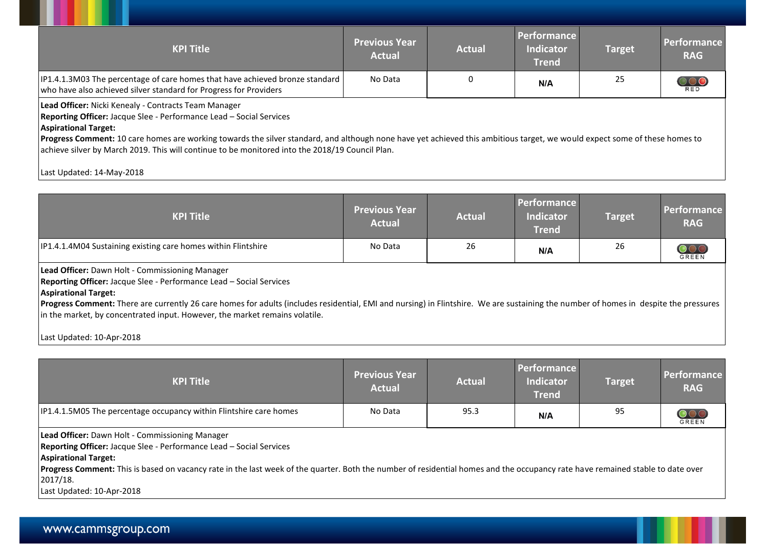| KPI Title | Previous Year Actual | Actual | Performance Indicator Trend | Target | Performance RAG |
|---|---|---|---|---|---|
| IP1.4.1.3M03 The percentage of care homes that have achieved bronze standard who have also achieved silver standard for Progress for Providers | No Data | 0 | N/A | 25 | RED |

**Lead Officer:** Nicki Kenealy - Contracts Team Manager
**Reporting Officer:** Jacque Slee - Performance Lead – Social Services
**Aspirational Target:**
**Progress Comment:** 10 care homes are working towards the silver standard, and although none have yet achieved this ambitious target, we would expect some of these homes to achieve silver by March 2019. This will continue to be monitored into the 2018/19 Council Plan.

Last Updated: 14-May-2018

| KPI Title | Previous Year Actual | Actual | Performance Indicator Trend | Target | Performance RAG |
|---|---|---|---|---|---|
| IP1.4.1.4M04 Sustaining existing care homes within Flintshire | No Data | 26 | N/A | 26 | GREEN |

**Lead Officer:** Dawn Holt - Commissioning Manager
**Reporting Officer:** Jacque Slee - Performance Lead – Social Services
**Aspirational Target:**
**Progress Comment:** There are currently 26 care homes for adults (includes residential, EMI and nursing) in Flintshire. We are sustaining the number of homes in despite the pressures in the market, by concentrated input. However, the market remains volatile.

Last Updated: 10-Apr-2018

| KPI Title | Previous Year Actual | Actual | Performance Indicator Trend | Target | Performance RAG |
|---|---|---|---|---|---|
| IP1.4.1.5M05 The percentage occupancy within Flintshire care homes | No Data | 95.3 | N/A | 95 | GREEN |

**Lead Officer:** Dawn Holt - Commissioning Manager
**Reporting Officer:** Jacque Slee - Performance Lead – Social Services
**Aspirational Target:**
**Progress Comment:** This is based on vacancy rate in the last week of the quarter. Both the number of residential homes and the occupancy rate have remained stable to date over 2017/18.
Last Updated: 10-Apr-2018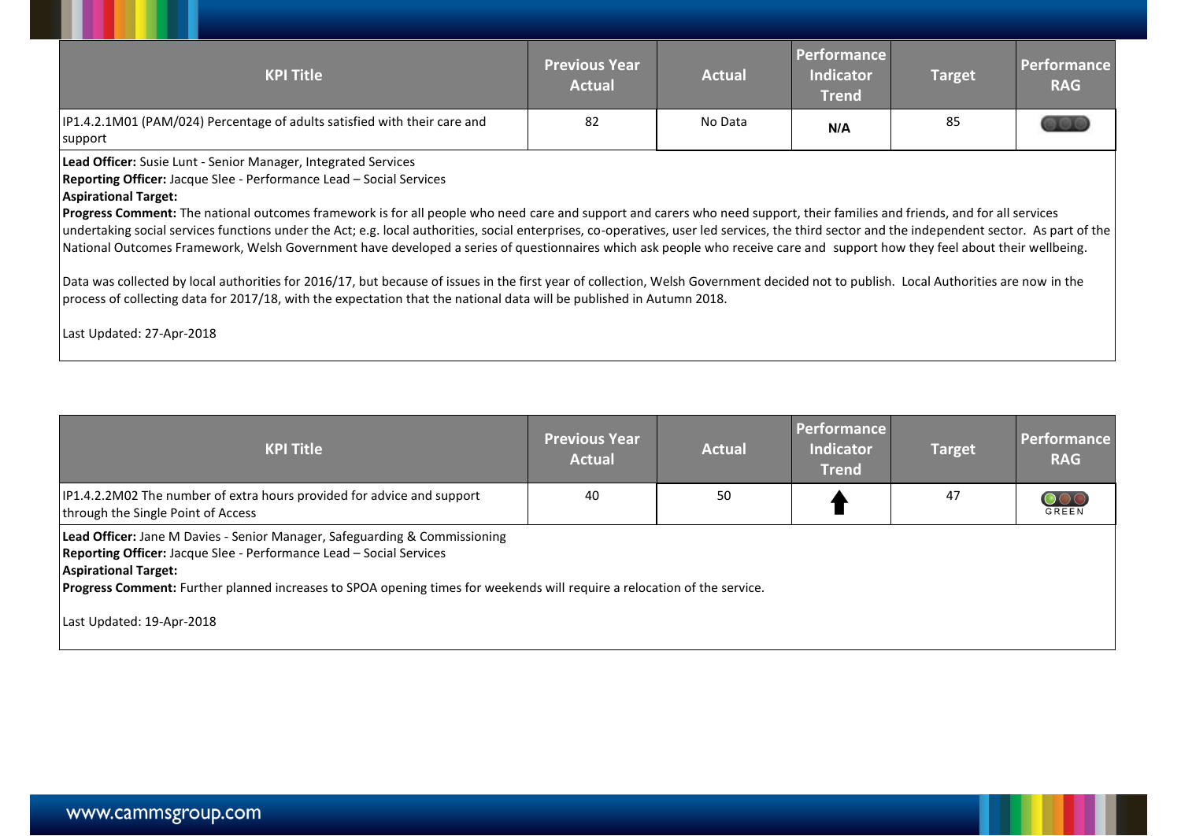| KPI Title | Previous Year Actual | Actual | Performance Indicator Trend | Target | Performance RAG |
|---|---|---|---|---|---|
| IP1.4.2.1M01 (PAM/024) Percentage of adults satisfied with their care and support | 82 | No Data | N/A | 85 | |

**Lead Officer:** Susie Lunt - Senior Manager, Integrated Services
**Reporting Officer:** Jacque Slee - Performance Lead – Social Services
**Aspirational Target:**
**Progress Comment:** The national outcomes framework is for all people who need care and support and carers who need support, their families and friends, and for all services undertaking social services functions under the Act; e.g. local authorities, social enterprises, co-operatives, user led services, the third sector and the independent sector. As part of the National Outcomes Framework, Welsh Government have developed a series of questionnaires which ask people who receive care and support how they feel about their wellbeing.

Data was collected by local authorities for 2016/17, but because of issues in the first year of collection, Welsh Government decided not to publish. Local Authorities are now in the process of collecting data for 2017/18, with the expectation that the national data will be published in Autumn 2018.

Last Updated: 27-Apr-2018

| KPI Title | Previous Year Actual | Actual | Performance Indicator Trend | Target | Performance RAG |
|---|---|---|---|---|---|
| IP1.4.2.2M02 The number of extra hours provided for advice and support through the Single Point of Access | 40 | 50 | ⬆ | 47 | GREEN |

**Lead Officer:** Jane M Davies - Senior Manager, Safeguarding & Commissioning
**Reporting Officer:** Jacque Slee - Performance Lead – Social Services
**Aspirational Target:**
**Progress Comment:** Further planned increases to SPOA opening times for weekends will require a relocation of the service.

Last Updated: 19-Apr-2018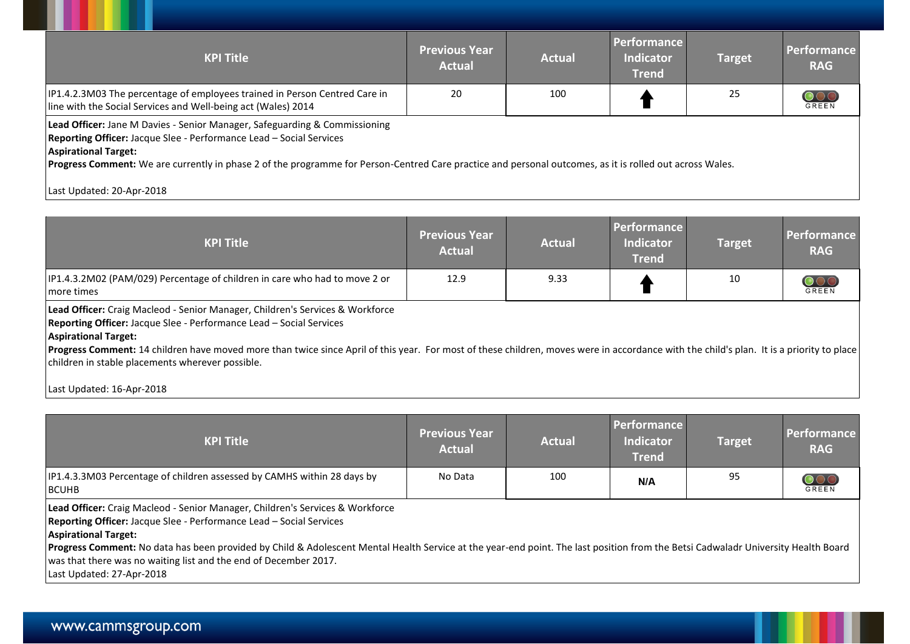| KPI Title | Previous Year Actual | Actual | Performance Indicator Trend | Target | Performance RAG |
|---|---|---|---|---|---|
| IP1.4.2.3M03 The percentage of employees trained in Person Centred Care in line with the Social Services and Well-being act (Wales) 2014 | 20 | 100 | ⬆ | 25 | GREEN |

**Lead Officer:** Jane M Davies - Senior Manager, Safeguarding & Commissioning
**Reporting Officer:** Jacque Slee - Performance Lead – Social Services
**Aspirational Target:**
**Progress Comment:** We are currently in phase 2 of the programme for Person-Centred Care practice and personal outcomes, as it is rolled out across Wales.

Last Updated: 20-Apr-2018

| KPI Title | Previous Year Actual | Actual | Performance Indicator Trend | Target | Performance RAG |
|---|---|---|---|---|---|
| IP1.4.3.2M02 (PAM/029) Percentage of children in care who had to move 2 or more times | 12.9 | 9.33 | ⬆ | 10 | GREEN |

**Lead Officer:** Craig Macleod - Senior Manager, Children's Services & Workforce
**Reporting Officer:** Jacque Slee - Performance Lead – Social Services
**Aspirational Target:**
**Progress Comment:** 14 children have moved more than twice since April of this year. For most of these children, moves were in accordance with the child's plan. It is a priority to place children in stable placements wherever possible.

Last Updated: 16-Apr-2018

| KPI Title | Previous Year Actual | Actual | Performance Indicator Trend | Target | Performance RAG |
|---|---|---|---|---|---|
| IP1.4.3.3M03 Percentage of children assessed by CAMHS within 28 days by BCUHB | No Data | 100 | N/A | 95 | GREEN |

**Lead Officer:** Craig Macleod - Senior Manager, Children's Services & Workforce
**Reporting Officer:** Jacque Slee - Performance Lead – Social Services
**Aspirational Target:**
**Progress Comment:** No data has been provided by Child & Adolescent Mental Health Service at the year-end point. The last position from the Betsi Cadwaladr University Health Board was that there was no waiting list and the end of December 2017.
Last Updated: 27-Apr-2018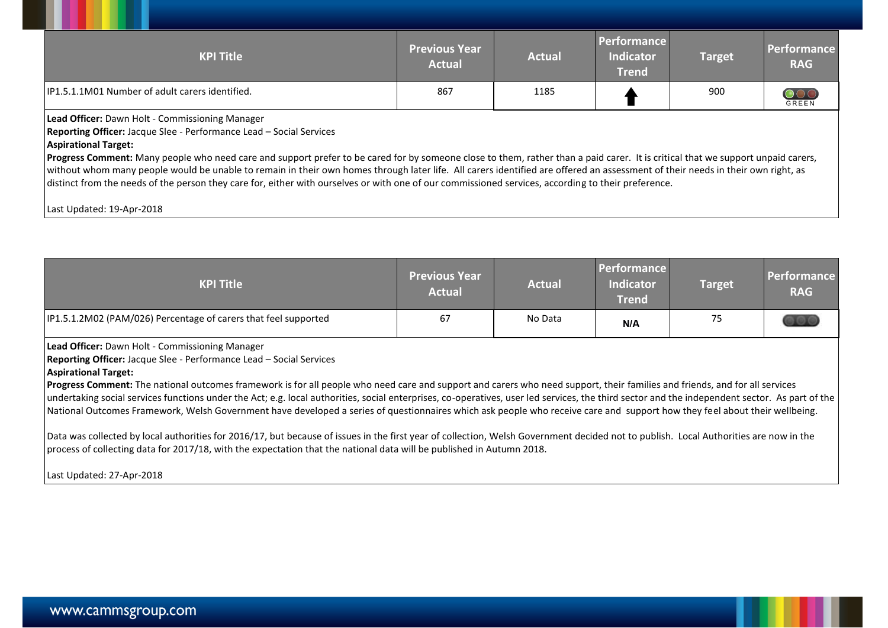| KPI Title | Previous Year Actual | Actual | Performance Indicator Trend | Target | Performance RAG |
|---|---|---|---|---|---|
| IP1.5.1.1M01 Number of adult carers identified. | 867 | 1185 | ⬆ | 900 | GREEN |

**Lead Officer:** Dawn Holt - Commissioning Manager
**Reporting Officer:** Jacque Slee - Performance Lead – Social Services
**Aspirational Target:**
**Progress Comment:** Many people who need care and support prefer to be cared for by someone close to them, rather than a paid carer. It is critical that we support unpaid carers, without whom many people would be unable to remain in their own homes through later life. All carers identified are offered an assessment of their needs in their own right, as distinct from the needs of the person they care for, either with ourselves or with one of our commissioned services, according to their preference.

Last Updated: 19-Apr-2018

| KPI Title | Previous Year Actual | Actual | Performance Indicator Trend | Target | Performance RAG |
|---|---|---|---|---|---|
| IP1.5.1.2M02 (PAM/026) Percentage of carers that feel supported | 67 | No Data | N/A | 75 | |

**Lead Officer:** Dawn Holt - Commissioning Manager
**Reporting Officer:** Jacque Slee - Performance Lead – Social Services
**Aspirational Target:**
**Progress Comment:** The national outcomes framework is for all people who need care and support and carers who need support, their families and friends, and for all services undertaking social services functions under the Act; e.g. local authorities, social enterprises, co-operatives, user led services, the third sector and the independent sector. As part of the National Outcomes Framework, Welsh Government have developed a series of questionnaires which ask people who receive care and support how they feel about their wellbeing.

Data was collected by local authorities for 2016/17, but because of issues in the first year of collection, Welsh Government decided not to publish. Local Authorities are now in the process of collecting data for 2017/18, with the expectation that the national data will be published in Autumn 2018.

Last Updated: 27-Apr-2018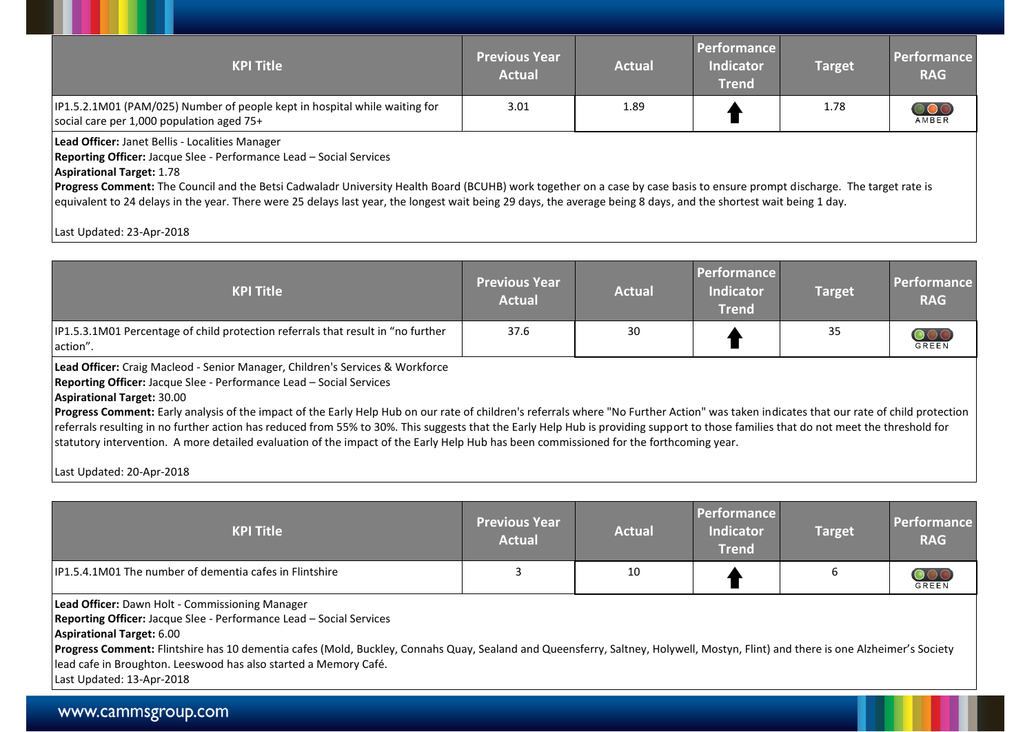| KPI Title | Previous Year Actual | Actual | Performance Indicator Trend | Target | Performance RAG |
|---|---|---|---|---|---|
| IP1.5.2.1M01 (PAM/025) Number of people kept in hospital while waiting for social care per 1,000 population aged 75+ | 3.01 | 1.89 | ⬆ | 1.78 | AMBER |

**Lead Officer:** Janet Bellis - Localities Manager
**Reporting Officer:** Jacque Slee - Performance Lead – Social Services
**Aspirational Target:** 1.78
**Progress Comment:** The Council and the Betsi Cadwaladr University Health Board (BCUHB) work together on a case by case basis to ensure prompt discharge. The target rate is equivalent to 24 delays in the year. There were 25 delays last year, the longest wait being 29 days, the average being 8 days, and the shortest wait being 1 day.

Last Updated: 23-Apr-2018

| KPI Title | Previous Year Actual | Actual | Performance Indicator Trend | Target | Performance RAG |
|---|---|---|---|---|---|
| IP1.5.3.1M01 Percentage of child protection referrals that result in “no further action”. | 37.6 | 30 | ⬆ | 35 | GREEN |

**Lead Officer:** Craig Macleod - Senior Manager, Children's Services & Workforce
**Reporting Officer:** Jacque Slee - Performance Lead – Social Services
**Aspirational Target:** 30.00
**Progress Comment:** Early analysis of the impact of the Early Help Hub on our rate of children's referrals where "No Further Action" was taken indicates that our rate of child protection referrals resulting in no further action has reduced from 55% to 30%. This suggests that the Early Help Hub is providing support to those families that do not meet the threshold for statutory intervention. A more detailed evaluation of the impact of the Early Help Hub has been commissioned for the forthcoming year.

Last Updated: 20-Apr-2018

| KPI Title | Previous Year Actual | Actual | Performance Indicator Trend | Target | Performance RAG |
|---|---|---|---|---|---|
| IP1.5.4.1M01 The number of dementia cafes in Flintshire | 3 | 10 | ⬆ | 6 | GREEN |

**Lead Officer:** Dawn Holt - Commissioning Manager
**Reporting Officer:** Jacque Slee - Performance Lead – Social Services
**Aspirational Target:** 6.00
**Progress Comment:** Flintshire has 10 dementia cafes (Mold, Buckley, Connahs Quay, Sealand and Queensferry, Saltney, Holywell, Mostyn, Flint) and there is one Alzheimer’s Society lead cafe in Broughton. Leeswood has also started a Memory Café.
Last Updated: 13-Apr-2018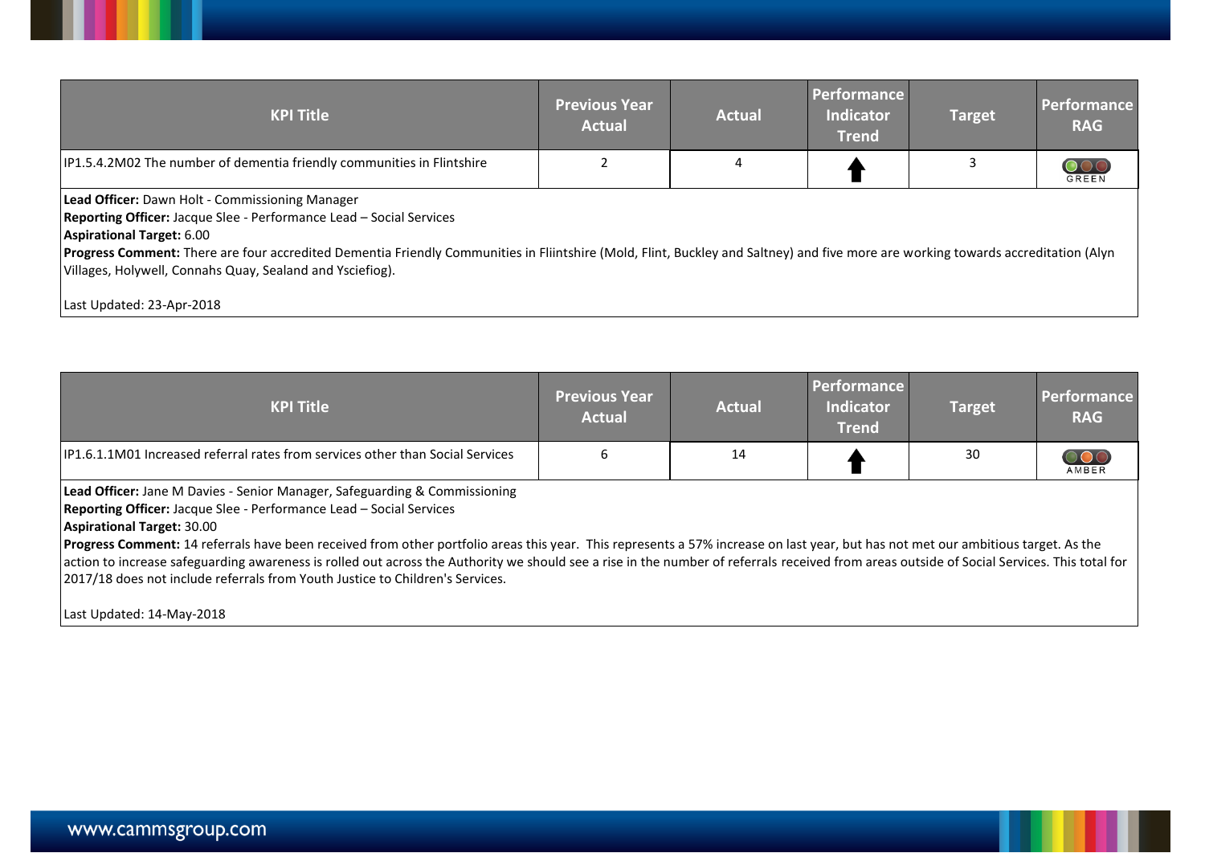| KPI Title | Previous Year Actual | Actual | Performance Indicator Trend | Target | Performance RAG |
|---|---|---|---|---|---|
| IP1.5.4.2M02 The number of dementia friendly communities in Flintshire | 2 | 4 | ⬆ | 3 | GREEN |

**Lead Officer:** Dawn Holt - Commissioning Manager
**Reporting Officer:** Jacque Slee - Performance Lead – Social Services
**Aspirational Target:** 6.00
**Progress Comment:** There are four accredited Dementia Friendly Communities in Fliintshire (Mold, Flint, Buckley and Saltney) and five more are working towards accreditation (Alyn Villages, Holywell, Connahs Quay, Sealand and Ysciefiog).

Last Updated: 23-Apr-2018

| KPI Title | Previous Year Actual | Actual | Performance Indicator Trend | Target | Performance RAG |
|---|---|---|---|---|---|
| IP1.6.1.1M01 Increased referral rates from services other than Social Services | 6 | 14 | ⬆ | 30 | AMBER |

**Lead Officer:** Jane M Davies - Senior Manager, Safeguarding & Commissioning
**Reporting Officer:** Jacque Slee - Performance Lead – Social Services
**Aspirational Target:** 30.00
**Progress Comment:** 14 referrals have been received from other portfolio areas this year. This represents a 57% increase on last year, but has not met our ambitious target. As the action to increase safeguarding awareness is rolled out across the Authority we should see a rise in the number of referrals received from areas outside of Social Services. This total for 2017/18 does not include referrals from Youth Justice to Children's Services.

Last Updated: 14-May-2018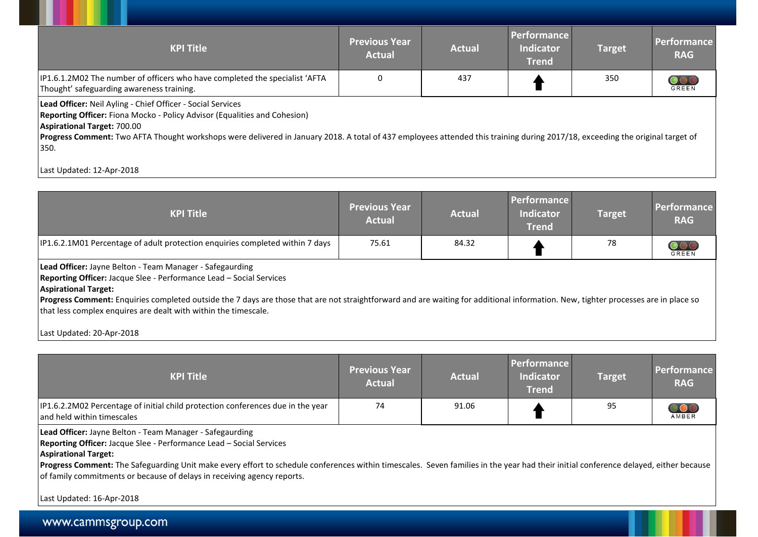| KPI Title | Previous Year Actual | Actual | Performance Indicator Trend | Target | Performance RAG |
|---|---|---|---|---|---|
| IP1.6.1.2M02 The number of officers who have completed the specialist 'AFTA Thought' safeguarding awareness training. | 0 | 437 | ⬆ | 350 | GREEN |

**Lead Officer:** Neil Ayling - Chief Officer - Social Services
**Reporting Officer:** Fiona Mocko - Policy Advisor (Equalities and Cohesion)
**Aspirational Target:** 700.00
**Progress Comment:** Two AFTA Thought workshops were delivered in January 2018. A total of 437 employees attended this training during 2017/18, exceeding the original target of 350.

Last Updated: 12-Apr-2018

| KPI Title | Previous Year Actual | Actual | Performance Indicator Trend | Target | Performance RAG |
|---|---|---|---|---|---|
| IP1.6.2.1M01 Percentage of adult protection enquiries completed within 7 days | 75.61 | 84.32 | ⬆ | 78 | GREEN |

**Lead Officer:** Jayne Belton - Team Manager - Safegaurding
**Reporting Officer:** Jacque Slee - Performance Lead – Social Services
**Aspirational Target:**
**Progress Comment:** Enquiries completed outside the 7 days are those that are not straightforward and are waiting for additional information. New, tighter processes are in place so that less complex enquires are dealt with within the timescale.

Last Updated: 20-Apr-2018

| KPI Title | Previous Year Actual | Actual | Performance Indicator Trend | Target | Performance RAG |
|---|---|---|---|---|---|
| IP1.6.2.2M02 Percentage of initial child protection conferences due in the year and held within timescales | 74 | 91.06 | ⬆ | 95 | AMBER |

**Lead Officer:** Jayne Belton - Team Manager - Safegaurding
**Reporting Officer:** Jacque Slee - Performance Lead – Social Services
**Aspirational Target:**
**Progress Comment:** The Safeguarding Unit make every effort to schedule conferences within timescales. Seven families in the year had their initial conference delayed, either because of family commitments or because of delays in receiving agency reports.

Last Updated: 16-Apr-2018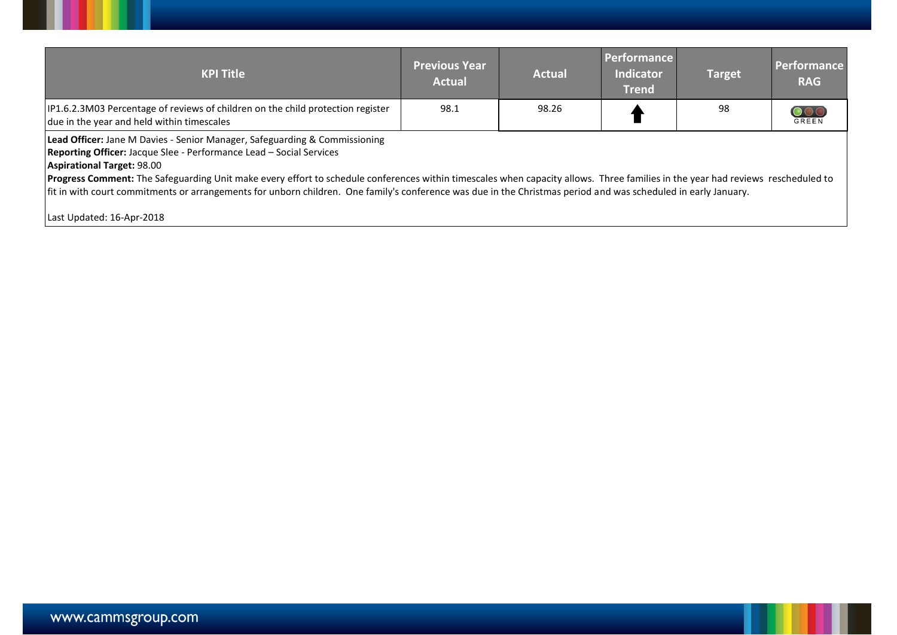| KPI Title | Previous Year Actual | Actual | Performance Indicator Trend | Target | Performance RAG |
|---|---|---|---|---|---|
| IP1.6.2.3M03 Percentage of reviews of children on the child protection register due in the year and held within timescales | 98.1 | 98.26 | ⬆ | 98 | GREEN |

**Lead Officer:** Jane M Davies - Senior Manager, Safeguarding & Commissioning
**Reporting Officer:** Jacque Slee - Performance Lead – Social Services
**Aspirational Target:** 98.00
**Progress Comment:** The Safeguarding Unit make every effort to schedule conferences within timescales when capacity allows. Three families in the year had reviews rescheduled to fit in with court commitments or arrangements for unborn children. One family's conference was due in the Christmas period and was scheduled in early January.

Last Updated: 16-Apr-2018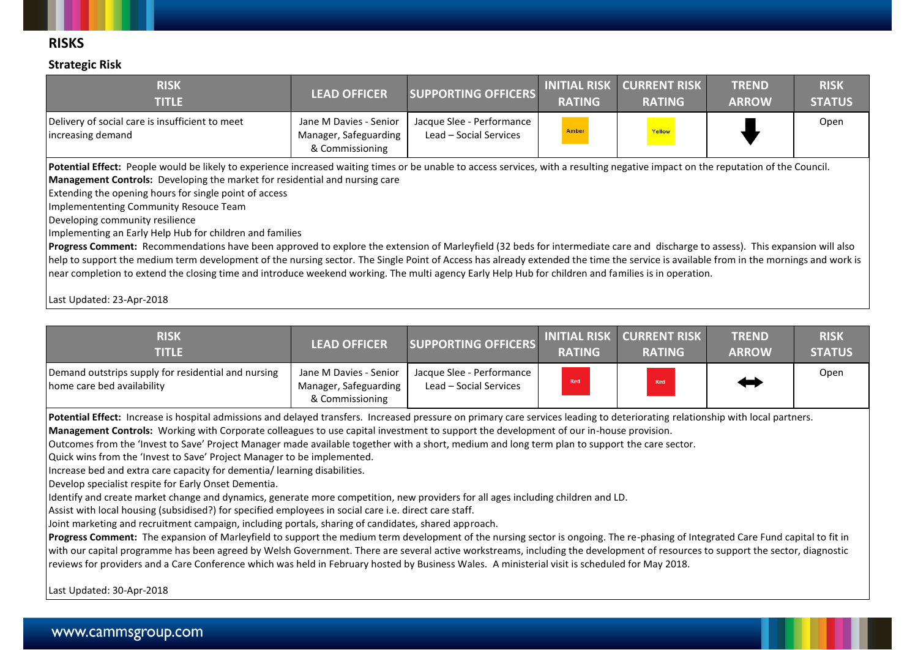## RISKS

### Strategic Risk

| RISK TITLE | LEAD OFFICER | SUPPORTING OFFICERS | INITIAL RISK RATING | CURRENT RISK RATING | TREND ARROW | RISK STATUS |
|---|---|---|---|---|---|---|
| Delivery of social care is insufficient to meet increasing demand | Jane M Davies - Senior Manager, Safeguarding & Commissioning | Jacque Slee - Performance Lead – Social Services | Amber | Yellow | ↓ | Open |

**Potential Effect:** People would be likely to experience increased waiting times or be unable to access services, with a resulting negative impact on the reputation of the Council.

**Management Controls:** Developing the market for residential and nursing care
Extending the opening hours for single point of access
Implemententing Community Resouce Team
Developing community resilience
Implementing an Early Help Hub for children and families

**Progress Comment:** Recommendations have been approved to explore the extension of Marleyfield (32 beds for intermediate care and discharge to assess). This expansion will also help to support the medium term development of the nursing sector. The Single Point of Access has already extended the time the service is available from in the mornings and work is near completion to extend the closing time and introduce weekend working. The multi agency Early Help Hub for children and families is in operation.

Last Updated: 23-Apr-2018

| RISK TITLE | LEAD OFFICER | SUPPORTING OFFICERS | INITIAL RISK RATING | CURRENT RISK RATING | TREND ARROW | RISK STATUS |
|---|---|---|---|---|---|---|
| Demand outstrips supply for residential and nursing home care bed availability | Jane M Davies - Senior Manager, Safeguarding & Commissioning | Jacque Slee - Performance Lead – Social Services | Red | Red | ↔ | Open |

**Potential Effect:** Increase is hospital admissions and delayed transfers. Increased pressure on primary care services leading to deteriorating relationship with local partners.

**Management Controls:** Working with Corporate colleagues to use capital investment to support the development of our in-house provision.
Outcomes from the 'Invest to Save' Project Manager made available together with a short, medium and long term plan to support the care sector.
Quick wins from the 'Invest to Save' Project Manager to be implemented.
Increase bed and extra care capacity for dementia/ learning disabilities.
Develop specialist respite for Early Onset Dementia.
Identify and create market change and dynamics, generate more competition, new providers for all ages including children and LD.
Assist with local housing (subsidised?) for specified employees in social care i.e. direct care staff.
Joint marketing and recruitment campaign, including portals, sharing of candidates, shared approach.

**Progress Comment:** The expansion of Marleyfield to support the medium term development of the nursing sector is ongoing. The re-phasing of Integrated Care Fund capital to fit in with our capital programme has been agreed by Welsh Government. There are several active workstreams, including the development of resources to support the sector, diagnostic reviews for providers and a Care Conference which was held in February hosted by Business Wales. A ministerial visit is scheduled for May 2018.

Last Updated: 30-Apr-2018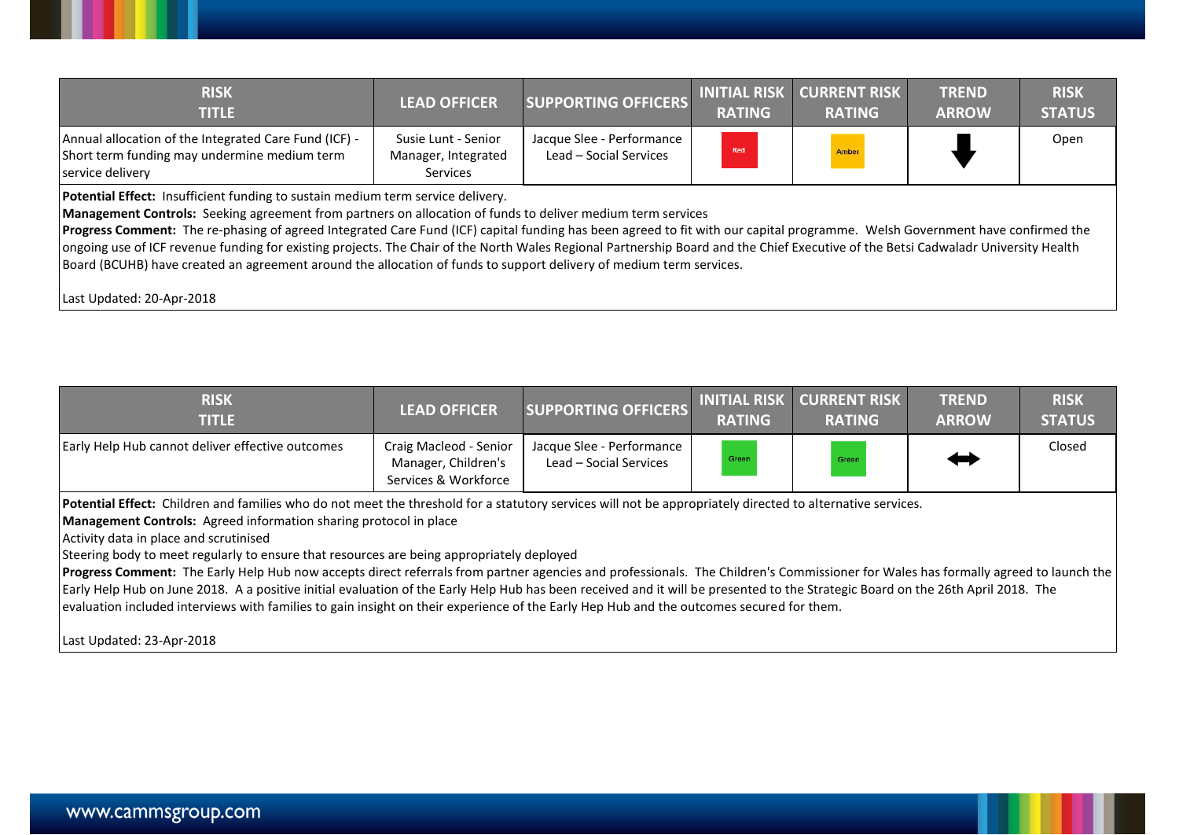| RISK TITLE | LEAD OFFICER | SUPPORTING OFFICERS | INITIAL RISK RATING | CURRENT RISK RATING | TREND ARROW | RISK STATUS |
|---|---|---|---|---|---|---|
| Annual allocation of the Integrated Care Fund (ICF) - Short term funding may undermine medium term service delivery | Susie Lunt - Senior Manager, Integrated Services | Jacque Slee - Performance Lead – Social Services | Red | Amber | ⬇ | Open |

**Potential Effect:** Insufficient funding to sustain medium term service delivery.

**Management Controls:** Seeking agreement from partners on allocation of funds to deliver medium term services

**Progress Comment:** The re-phasing of agreed Integrated Care Fund (ICF) capital funding has been agreed to fit with our capital programme. Welsh Government have confirmed the ongoing use of ICF revenue funding for existing projects. The Chair of the North Wales Regional Partnership Board and the Chief Executive of the Betsi Cadwaladr University Health Board (BCUHB) have created an agreement around the allocation of funds to support delivery of medium term services.

Last Updated: 20-Apr-2018

| RISK TITLE | LEAD OFFICER | SUPPORTING OFFICERS | INITIAL RISK RATING | CURRENT RISK RATING | TREND ARROW | RISK STATUS |
|---|---|---|---|---|---|---|
| Early Help Hub cannot deliver effective outcomes | Craig Macleod - Senior Manager, Children's Services & Workforce | Jacque Slee - Performance Lead – Social Services | Green | Green | ⬌ | Closed |

**Potential Effect:** Children and families who do not meet the threshold for a statutory services will not be appropriately directed to alternative services.

**Management Controls:** Agreed information sharing protocol in place

Activity data in place and scrutinised

Steering body to meet regularly to ensure that resources are being appropriately deployed

**Progress Comment:** The Early Help Hub now accepts direct referrals from partner agencies and professionals. The Children's Commissioner for Wales has formally agreed to launch the Early Help Hub on June 2018. A a positive initial evaluation of the Early Help Hub has been received and it will be presented to the Strategic Board on the 26th April 2018. The evaluation included interviews with families to gain insight on their experience of the Early Hep Hub and the outcomes secured for them.

Last Updated: 23-Apr-2018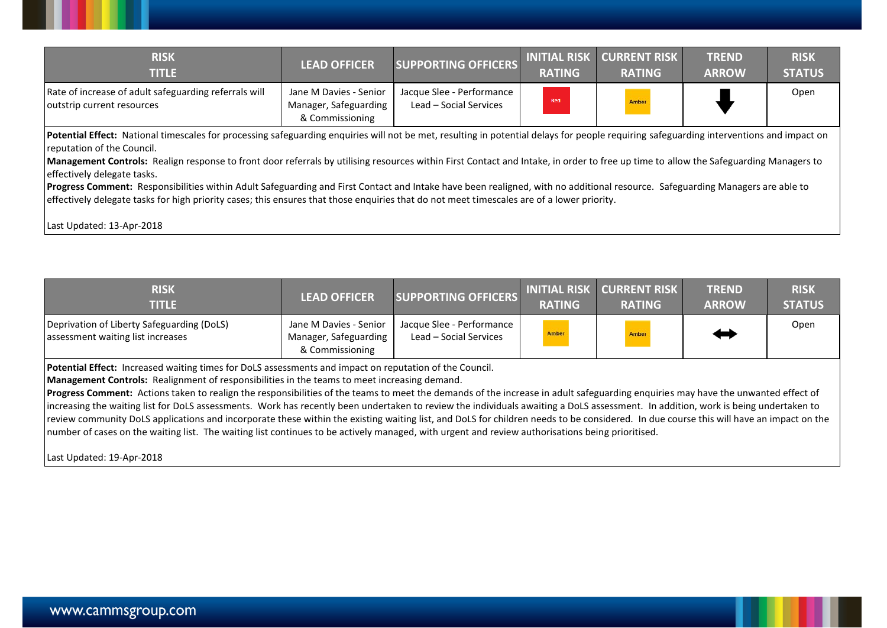| RISK TITLE | LEAD OFFICER | SUPPORTING OFFICERS | INITIAL RISK RATING | CURRENT RISK RATING | TREND ARROW | RISK STATUS |
|---|---|---|---|---|---|---|
| Rate of increase of adult safeguarding referrals will outstrip current resources | Jane M Davies - Senior Manager, Safeguarding & Commissioning | Jacque Slee - Performance Lead – Social Services | Red | Amber | ⬇ | Open |

**Potential Effect:** National timescales for processing safeguarding enquiries will not be met, resulting in potential delays for people requiring safeguarding interventions and impact on reputation of the Council.

**Management Controls:** Realign response to front door referrals by utilising resources within First Contact and Intake, in order to free up time to allow the Safeguarding Managers to effectively delegate tasks.

**Progress Comment:** Responsibilities within Adult Safeguarding and First Contact and Intake have been realigned, with no additional resource. Safeguarding Managers are able to effectively delegate tasks for high priority cases; this ensures that those enquiries that do not meet timescales are of a lower priority.

Last Updated: 13-Apr-2018

| RISK TITLE | LEAD OFFICER | SUPPORTING OFFICERS | INITIAL RISK RATING | CURRENT RISK RATING | TREND ARROW | RISK STATUS |
|---|---|---|---|---|---|---|
| Deprivation of Liberty Safeguarding (DoLS) assessment waiting list increases | Jane M Davies - Senior Manager, Safeguarding & Commissioning | Jacque Slee - Performance Lead – Social Services | Amber | Amber | ⬌ | Open |

**Potential Effect:** Increased waiting times for DoLS assessments and impact on reputation of the Council.

**Management Controls:** Realignment of responsibilities in the teams to meet increasing demand.

**Progress Comment:** Actions taken to realign the responsibilities of the teams to meet the demands of the increase in adult safeguarding enquiries may have the unwanted effect of increasing the waiting list for DoLS assessments. Work has recently been undertaken to review the individuals awaiting a DoLS assessment. In addition, work is being undertaken to review community DoLS applications and incorporate these within the existing waiting list, and DoLS for children needs to be considered. In due course this will have an impact on the number of cases on the waiting list. The waiting list continues to be actively managed, with urgent and review authorisations being prioritised.

Last Updated: 19-Apr-2018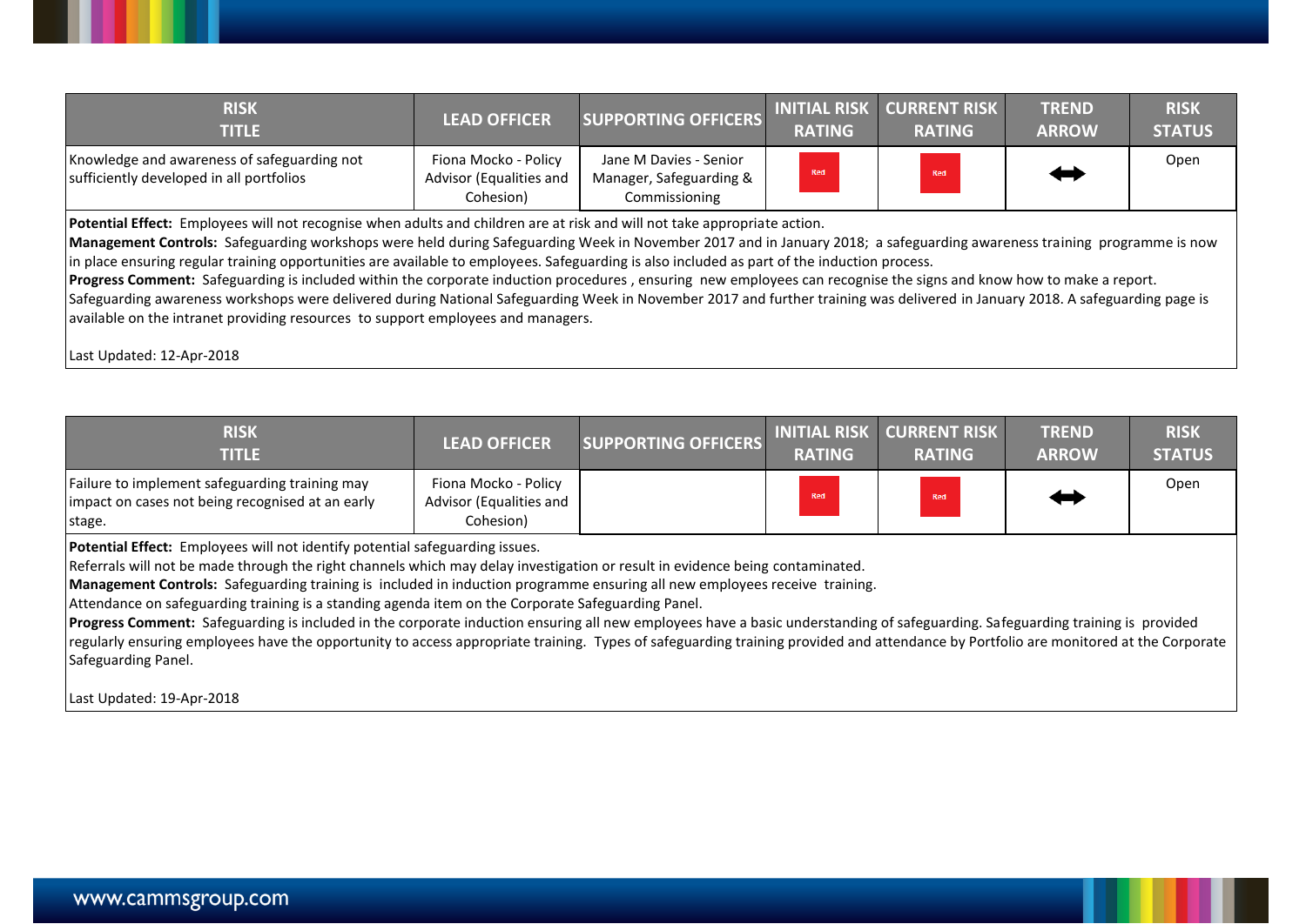| RISK TITLE | LEAD OFFICER | SUPPORTING OFFICERS | INITIAL RISK RATING | CURRENT RISK RATING | TREND ARROW | RISK STATUS |
|---|---|---|---|---|---|---|
| Knowledge and awareness of safeguarding not sufficiently developed in all portfolios | Fiona Mocko - Policy Advisor (Equalities and Cohesion) | Jane M Davies - Senior Manager, Safeguarding & Commissioning | Red | Red | ⬌ | Open |

**Potential Effect:** Employees will not recognise when adults and children are at risk and will not take appropriate action.
**Management Controls:** Safeguarding workshops were held during Safeguarding Week in November 2017 and in January 2018; a safeguarding awareness training programme is now in place ensuring regular training opportunities are available to employees. Safeguarding is also included as part of the induction process.
**Progress Comment:** Safeguarding is included within the corporate induction procedures , ensuring new employees can recognise the signs and know how to make a report. Safeguarding awareness workshops were delivered during National Safeguarding Week in November 2017 and further training was delivered in January 2018. A safeguarding page is available on the intranet providing resources to support employees and managers.

Last Updated: 12-Apr-2018

| RISK TITLE | LEAD OFFICER | SUPPORTING OFFICERS | INITIAL RISK RATING | CURRENT RISK RATING | TREND ARROW | RISK STATUS |
|---|---|---|---|---|---|---|
| Failure to implement safeguarding training may impact on cases not being recognised at an early stage. | Fiona Mocko - Policy Advisor (Equalities and Cohesion) | | Red | Red | ⬌ | Open |

**Potential Effect:** Employees will not identify potential safeguarding issues.
Referrals will not be made through the right channels which may delay investigation or result in evidence being contaminated.
**Management Controls:** Safeguarding training is included in induction programme ensuring all new employees receive training.
Attendance on safeguarding training is a standing agenda item on the Corporate Safeguarding Panel.
**Progress Comment:** Safeguarding is included in the corporate induction ensuring all new employees have a basic understanding of safeguarding. Safeguarding training is provided regularly ensuring employees have the opportunity to access appropriate training. Types of safeguarding training provided and attendance by Portfolio are monitored at the Corporate Safeguarding Panel.

Last Updated: 19-Apr-2018